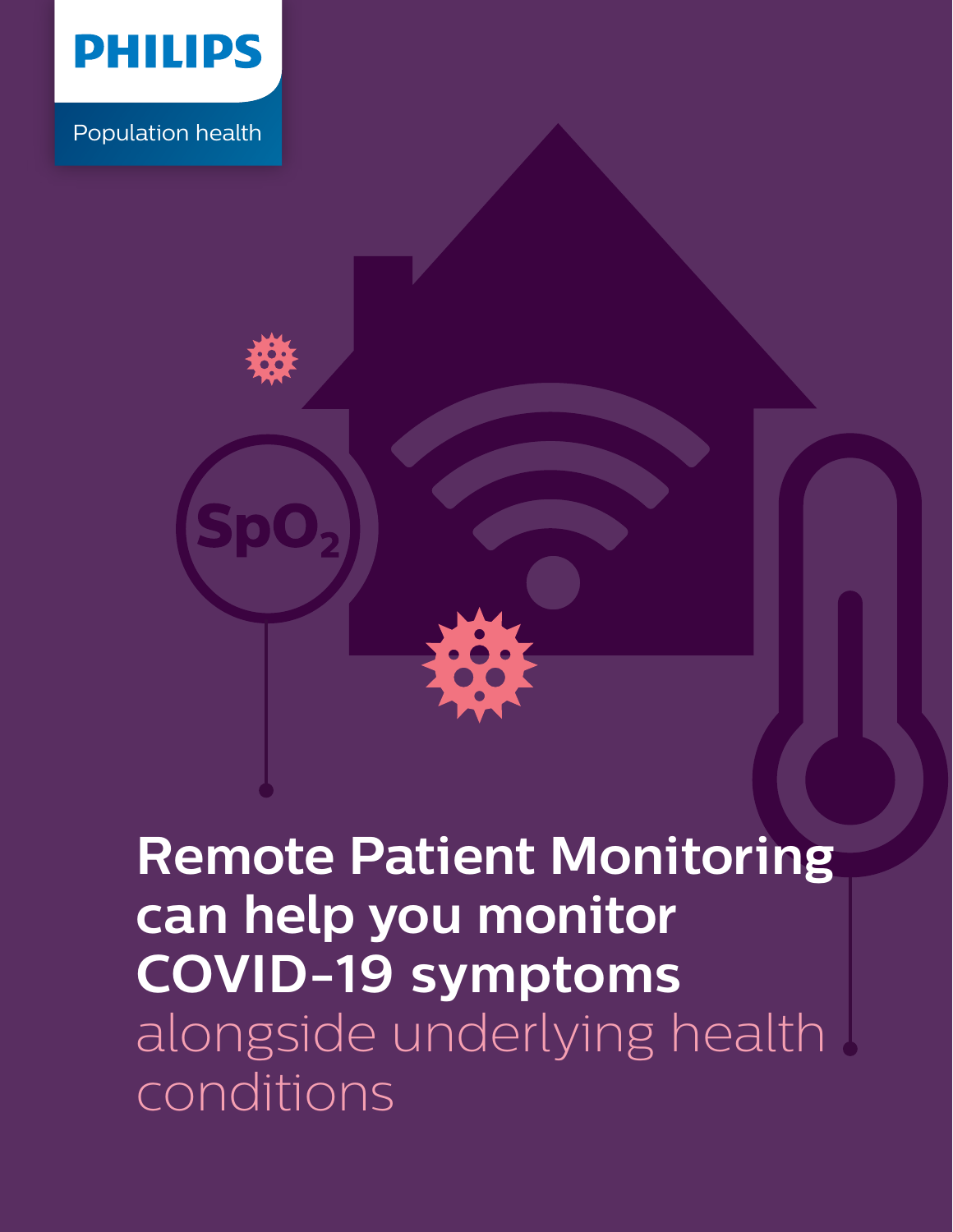PHILIPS

Population health

# Remote Patient Monitoring can help you monitor COVID-19 symptoms alongside underlying health conditions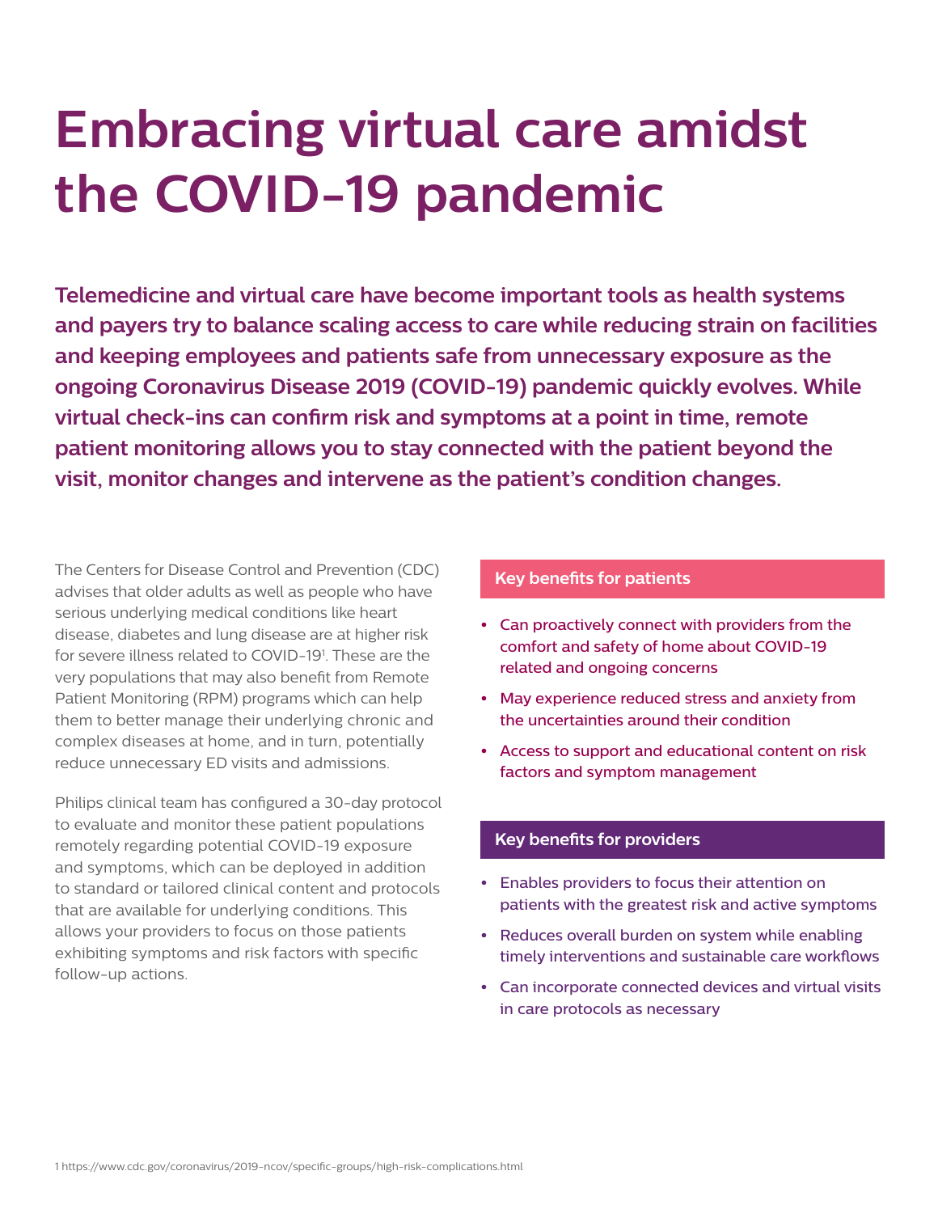# Embracing virtual care amidst the COVID-19 pandemic

**Telemedicine and virtual care have become important tools as health systems and payers try to balance scaling access to care while reducing strain on facilities and keeping employees and patients safe from unnecessary exposure as the ongoing Coronavirus Disease 2019 (COVID-19) pandemic quickly evolves. While virtual check-ins can confirm risk and symptoms at a point in time, remote patient monitoring allows you to stay connected with the patient beyond the visit, monitor changes and intervene as the patient's condition changes.**

The Centers for Disease Control and Prevention (CDC) advises that older adults as well as people who have serious underlying medical conditions like heart disease, diabetes and lung disease are at higher risk for severe illness related to COVID-19[1]. These are the very populations that may also benefit from Remote Patient Monitoring (RPM) programs which can help them to better manage their underlying chronic and complex diseases at home, and in turn, potentially reduce unnecessary ED visits and admissions.

Philips clinical team has configured a 30-day protocol to evaluate and monitor these patient populations remotely regarding potential COVID-19 exposure and symptoms, which can be deployed in addition to standard or tailored clinical content and protocols that are available for underlying conditions. This allows your providers to focus on those patients exhibiting symptoms and risk factors with specific follow-up actions.

### Key benefits for patients

- Can proactively connect with providers from the comfort and safety of home about COVID-19 related and ongoing concerns
- May experience reduced stress and anxiety from the uncertainties around their condition
- Access to support and educational content on risk factors and symptom management

### Key benefits for providers

- Enables providers to focus their attention on patients with the greatest risk and active symptoms
- Reduces overall burden on system while enabling timely interventions and sustainable care workflows
- Can incorporate connected devices and virtual visits in care protocols as necessary

1 https://www.cdc.gov/coronavirus/2019-ncov/specific-groups/high-risk-complications.html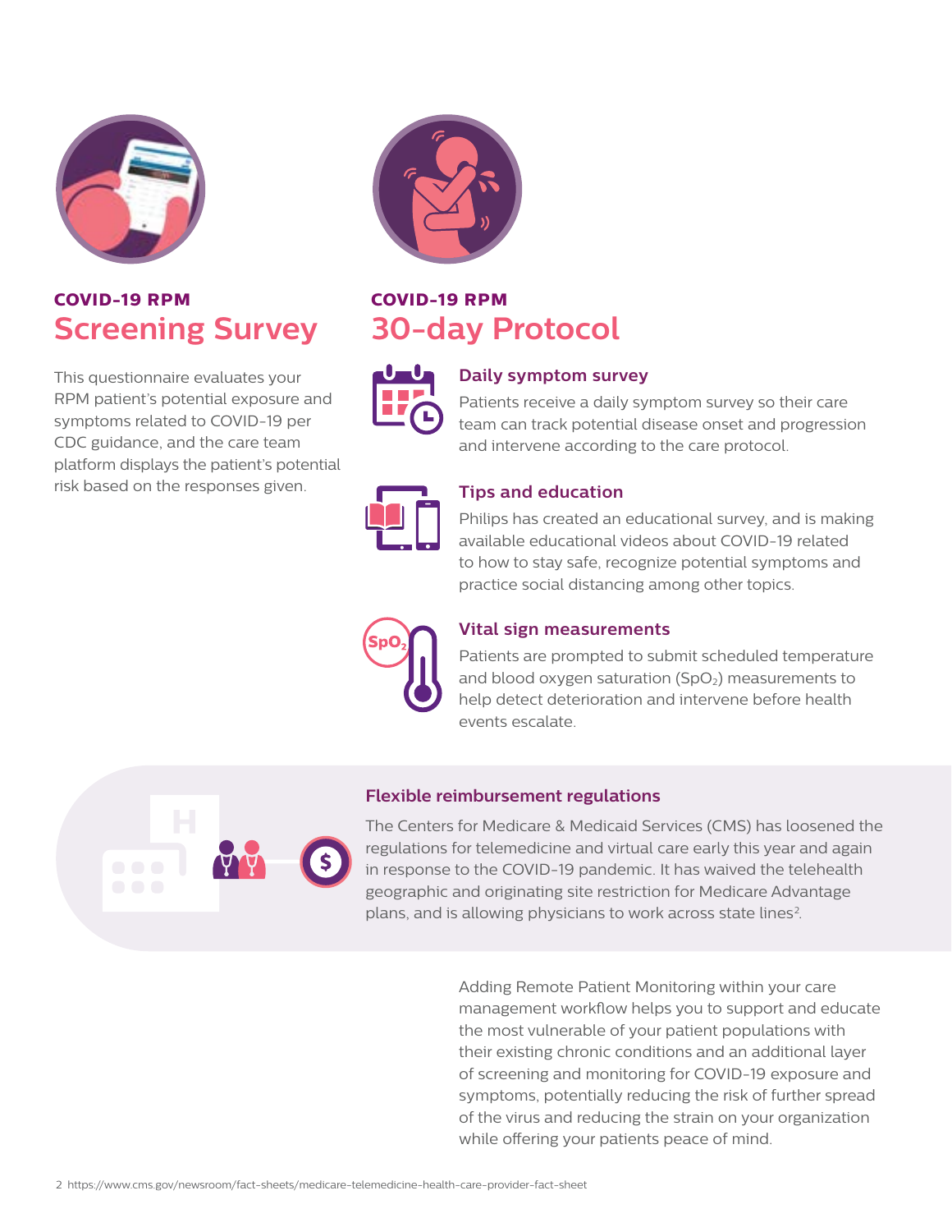COVID-19 RPM

## Screening Survey

This questionnaire evaluates your RPM patient's potential exposure and symptoms related to COVID-19 per CDC guidance, and the care team platform displays the patient's potential risk based on the responses given.

COVID-19 RPM

## 30-day Protocol

### Daily symptom survey

Patients receive a daily symptom survey so their care team can track potential disease onset and progression and intervene according to the care protocol.

### Tips and education

Philips has created an educational survey, and is making available educational videos about COVID-19 related to how to stay safe, recognize potential symptoms and practice social distancing among other topics.

### Vital sign measurements

Patients are prompted to submit scheduled temperature and blood oxygen saturation ($SpO_2$) measurements to help detect deterioration and intervene before health events escalate.

### Flexible reimbursement regulations

The Centers for Medicare & Medicaid Services (CMS) has loosened the regulations for telemedicine and virtual care early this year and again in response to the COVID-19 pandemic. It has waived the telehealth geographic and originating site restriction for Medicare Advantage plans, and is allowing physicians to work across state lines[2].

Adding Remote Patient Monitoring within your care management workflow helps you to support and educate the most vulnerable of your patient populations with their existing chronic conditions and an additional layer of screening and monitoring for COVID-19 exposure and symptoms, potentially reducing the risk of further spread of the virus and reducing the strain on your organization while offering your patients peace of mind.

2 https://www.cms.gov/newsroom/fact-sheets/medicare-telemedicine-health-care-provider-fact-sheet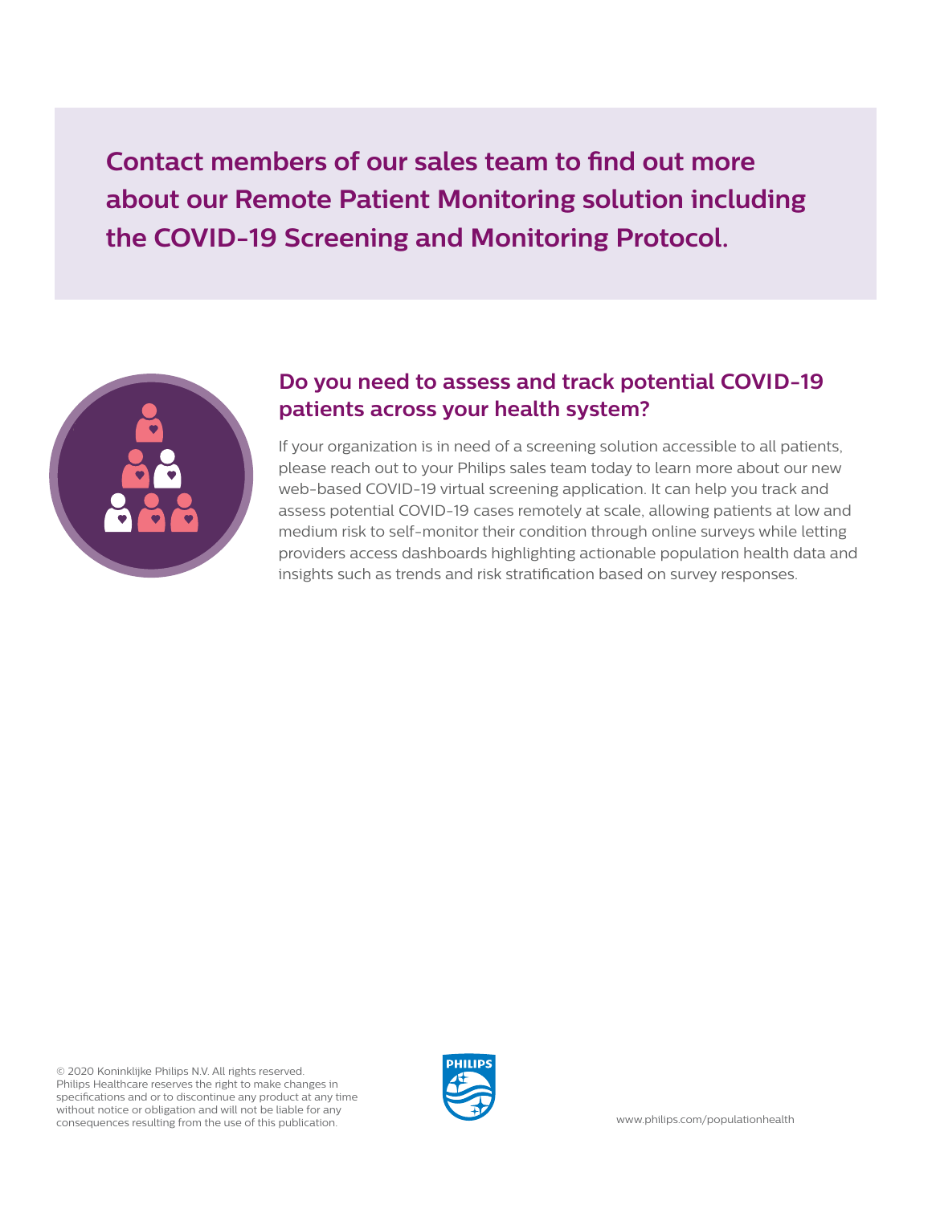**Contact members of our sales team to find out more about our Remote Patient Monitoring solution including the COVID-19 Screening and Monitoring Protocol.**

## Do you need to assess and track potential COVID-19 patients across your health system?

If your organization is in need of a screening solution accessible to all patients, please reach out to your Philips sales team today to learn more about our new web-based COVID-19 virtual screening application. It can help you track and assess potential COVID-19 cases remotely at scale, allowing patients at low and medium risk to self-monitor their condition through online surveys while letting providers access dashboards highlighting actionable population health data and insights such as trends and risk stratification based on survey responses.

© 2020 Koninklijke Philips N.V. All rights reserved.
Philips Healthcare reserves the right to make changes in specifications and or to discontinue any product at any time without notice or obligation and will not be liable for any consequences resulting from the use of this publication.

www.philips.com/populationhealth